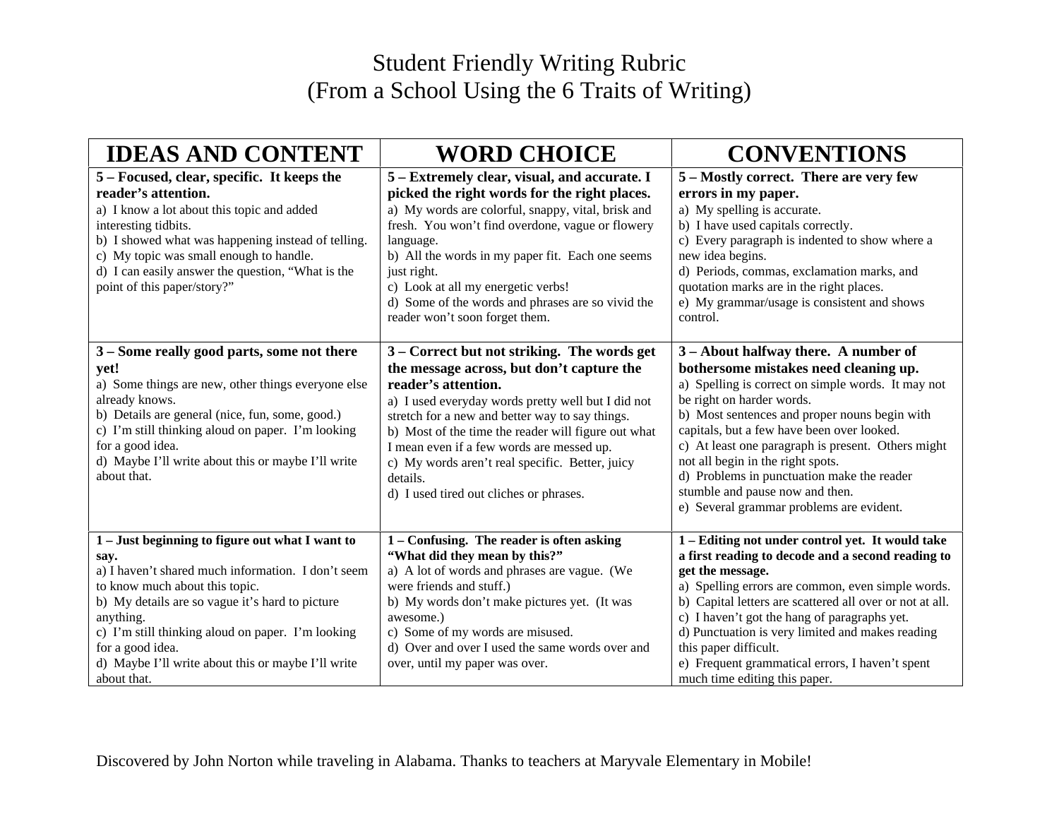# Student Friendly Writing Rubric
# (From a School Using the 6 Traits of Writing)

| IDEAS AND CONTENT | WORD CHOICE | CONVENTIONS |
|---|---|---|
| **5 – Focused, clear, specific. It keeps the reader's attention.**<br>a) I know a lot about this topic and added interesting tidbits.<br>b) I showed what was happening instead of telling.<br>c) My topic was small enough to handle.<br>d) I can easily answer the question, "What is the point of this paper/story?" | **5 – Extremely clear, visual, and accurate. I picked the right words for the right places.**<br>a) My words are colorful, snappy, vital, brisk and fresh. You won't find overdone, vague or flowery language.<br>b) All the words in my paper fit. Each one seems just right.<br>c) Look at all my energetic verbs!<br>d) Some of the words and phrases are so vivid the reader won't soon forget them. | **5 – Mostly correct. There are very few errors in my paper.**<br>a) My spelling is accurate.<br>b) I have used capitals correctly.<br>c) Every paragraph is indented to show where a new idea begins.<br>d) Periods, commas, exclamation marks, and quotation marks are in the right places.<br>e) My grammar/usage is consistent and shows control. |
| **3 – Some really good parts, some not there yet!**<br>a) Some things are new, other things everyone else already knows.<br>b) Details are general (nice, fun, some, good.)<br>c) I'm still thinking aloud on paper. I'm looking for a good idea.<br>d) Maybe I'll write about this or maybe I'll write about that. | **3 – Correct but not striking. The words get the message across, but don't capture the reader's attention.**<br>a) I used everyday words pretty well but I did not stretch for a new and better way to say things.<br>b) Most of the time the reader will figure out what I mean even if a few words are messed up.<br>c) My words aren't real specific. Better, juicy details.<br>d) I used tired out cliches or phrases. | **3 – About halfway there. A number of bothersome mistakes need cleaning up.**<br>a) Spelling is correct on simple words. It may not be right on harder words.<br>b) Most sentences and proper nouns begin with capitals, but a few have been over looked.<br>c) At least one paragraph is present. Others might not all begin in the right spots.<br>d) Problems in punctuation make the reader stumble and pause now and then.<br>e) Several grammar problems are evident. |
| **1 – Just beginning to figure out what I want to say.**<br>a) I haven't shared much information. I don't seem to know much about this topic.<br>b) My details are so vague it's hard to picture anything.<br>c) I'm still thinking aloud on paper. I'm looking for a good idea.<br>d) Maybe I'll write about this or maybe I'll write about that. | **1 – Confusing. The reader is often asking "What did they mean by this?"**<br>a) A lot of words and phrases are vague. (We were friends and stuff.)<br>b) My words don't make pictures yet. (It was awesome.)<br>c) Some of my words are misused.<br>d) Over and over I used the same words over and over, until my paper was over. | **1 – Editing not under control yet. It would take a first reading to decode and a second reading to get the message.**<br>a) Spelling errors are common, even simple words.<br>b) Capital letters are scattered all over or not at all.<br>c) I haven't got the hang of paragraphs yet.<br>d) Punctuation is very limited and makes reading this paper difficult.<br>e) Frequent grammatical errors, I haven't spent much time editing this paper. |

Discovered by John Norton while traveling in Alabama. Thanks to teachers at Maryvale Elementary in Mobile!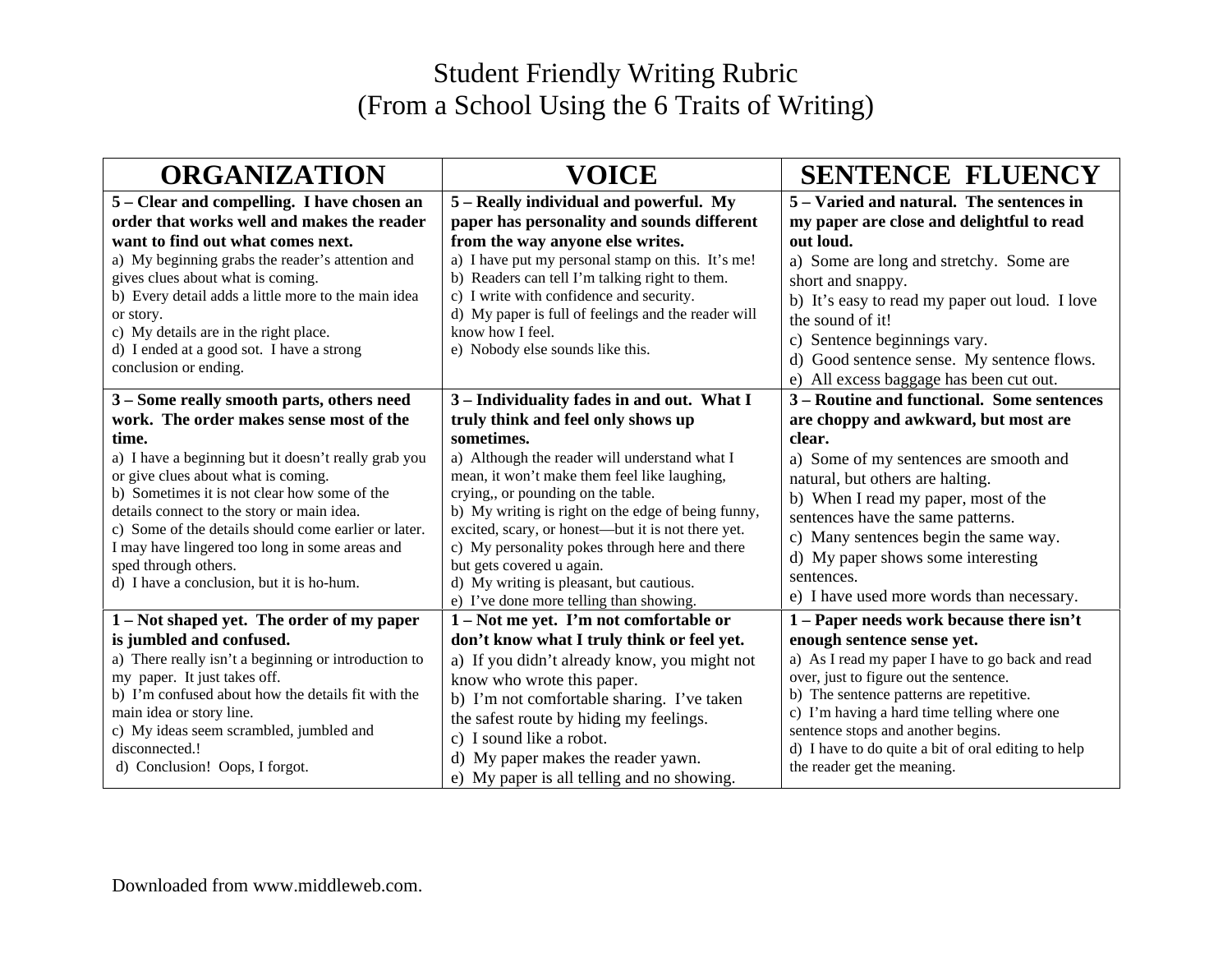# Student Friendly Writing Rubric
# (From a School Using the 6 Traits of Writing)

| ORGANIZATION | VOICE | SENTENCE FLUENCY |
|---|---|---|
| **5 – Clear and compelling. I have chosen an order that works well and makes the reader want to find out what comes next.**<br>a) My beginning grabs the reader's attention and gives clues about what is coming.<br>b) Every detail adds a little more to the main idea or story.<br>c) My details are in the right place.<br>d) I ended at a good sot. I have a strong conclusion or ending. | **5 – Really individual and powerful. My paper has personality and sounds different from the way anyone else writes.**<br>a) I have put my personal stamp on this. It's me!<br>b) Readers can tell I'm talking right to them.<br>c) I write with confidence and security.<br>d) My paper is full of feelings and the reader will know how I feel.<br>e) Nobody else sounds like this. | **5 – Varied and natural. The sentences in my paper are close and delightful to read out loud.**<br>a) Some are long and stretchy. Some are short and snappy.<br>b) It's easy to read my paper out loud. I love the sound of it!<br>c) Sentence beginnings vary.<br>d) Good sentence sense. My sentence flows.<br>e) All excess baggage has been cut out. |
| **3 – Some really smooth parts, others need work. The order makes sense most of the time.**<br>a) I have a beginning but it doesn't really grab you or give clues about what is coming.<br>b) Sometimes it is not clear how some of the details connect to the story or main idea.<br>c) Some of the details should come earlier or later. I may have lingered too long in some areas and sped through others.<br>d) I have a conclusion, but it is ho-hum. | **3 – Individuality fades in and out. What I truly think and feel only shows up sometimes.**<br>a) Although the reader will understand what I mean, it won't make them feel like laughing, crying,, or pounding on the table.<br>b) My writing is right on the edge of being funny, excited, scary, or honest—but it is not there yet.<br>c) My personality pokes through here and there but gets covered u again.<br>d) My writing is pleasant, but cautious.<br>e) I've done more telling than showing. | **3 – Routine and functional. Some sentences are choppy and awkward, but most are clear.**<br>a) Some of my sentences are smooth and natural, but others are halting.<br>b) When I read my paper, most of the sentences have the same patterns.<br>c) Many sentences begin the same way.<br>d) My paper shows some interesting sentences.<br>e) I have used more words than necessary. |
| **1 – Not shaped yet. The order of my paper is jumbled and confused.**<br>a) There really isn't a beginning or introduction to my paper. It just takes off.<br>b) I'm confused about how the details fit with the main idea or story line.<br>c) My ideas seem scrambled, jumbled and disconnected.!<br>d) Conclusion! Oops, I forgot. | **1 – Not me yet. I'm not comfortable or don't know what I truly think or feel yet.**<br>a) If you didn't already know, you might not know who wrote this paper.<br>b) I'm not comfortable sharing. I've taken the safest route by hiding my feelings.<br>c) I sound like a robot.<br>d) My paper makes the reader yawn.<br>e) My paper is all telling and no showing. | **1 – Paper needs work because there isn't enough sentence sense yet.**<br>a) As I read my paper I have to go back and read over, just to figure out the sentence.<br>b) The sentence patterns are repetitive.<br>c) I'm having a hard time telling where one sentence stops and another begins.<br>d) I have to do quite a bit of oral editing to help the reader get the meaning. |

Downloaded from www.middleweb.com.